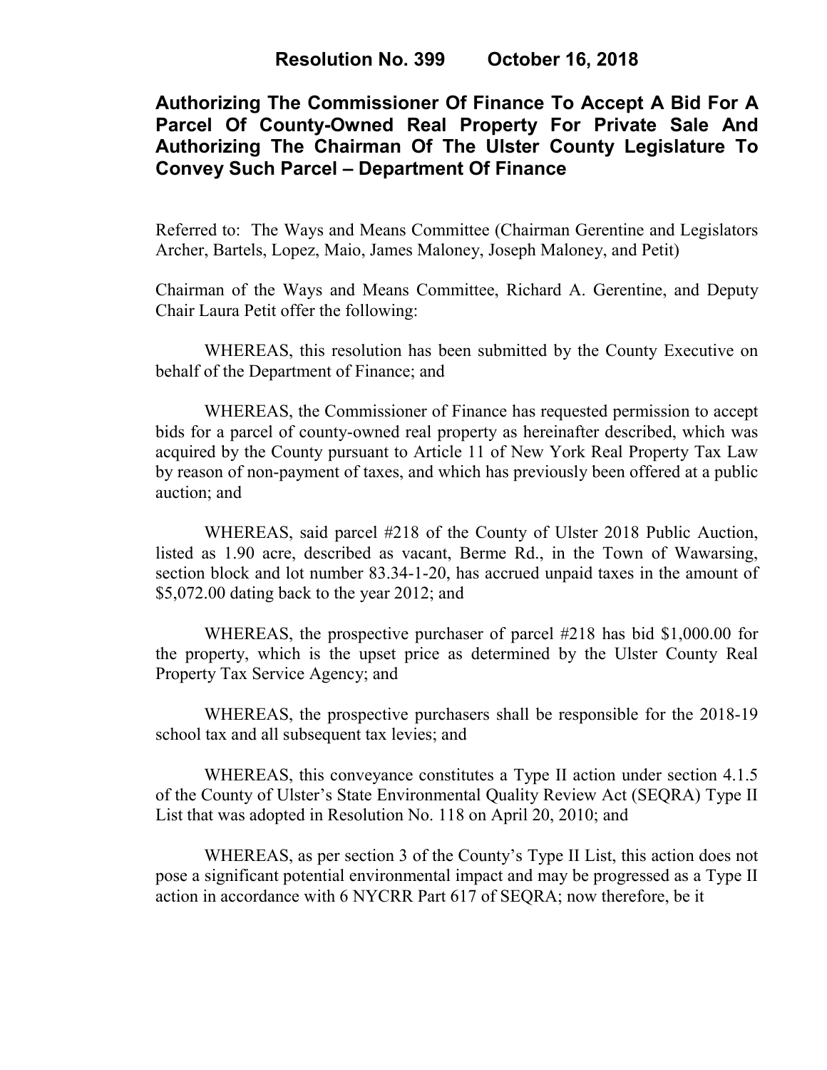**Resolution No. 399 October 16, 2018**

# Authorizing The Commissioner Of Finance To Accept A Bid For A Parcel Of County-Owned Real Property For Private Sale And Authorizing The Chairman Of The Ulster County Legislature To Convey Such Parcel – Department Of Finance

Referred to: The Ways and Means Committee (Chairman Gerentine and Legislators Archer, Bartels, Lopez, Maio, James Maloney, Joseph Maloney, and Petit)

Chairman of the Ways and Means Committee, Richard A. Gerentine, and Deputy Chair Laura Petit offer the following:

WHEREAS, this resolution has been submitted by the County Executive on behalf of the Department of Finance; and

WHEREAS, the Commissioner of Finance has requested permission to accept bids for a parcel of county-owned real property as hereinafter described, which was acquired by the County pursuant to Article 11 of New York Real Property Tax Law by reason of non-payment of taxes, and which has previously been offered at a public auction; and

WHEREAS, said parcel #218 of the County of Ulster 2018 Public Auction, listed as 1.90 acre, described as vacant, Berme Rd., in the Town of Wawarsing, section block and lot number 83.34-1-20, has accrued unpaid taxes in the amount of $5,072.00 dating back to the year 2012; and

WHEREAS, the prospective purchaser of parcel #218 has bid $1,000.00 for the property, which is the upset price as determined by the Ulster County Real Property Tax Service Agency; and

WHEREAS, the prospective purchasers shall be responsible for the 2018-19 school tax and all subsequent tax levies; and

WHEREAS, this conveyance constitutes a Type II action under section 4.1.5 of the County of Ulster's State Environmental Quality Review Act (SEQRA) Type II List that was adopted in Resolution No. 118 on April 20, 2010; and

WHEREAS, as per section 3 of the County's Type II List, this action does not pose a significant potential environmental impact and may be progressed as a Type II action in accordance with 6 NYCRR Part 617 of SEQRA; now therefore, be it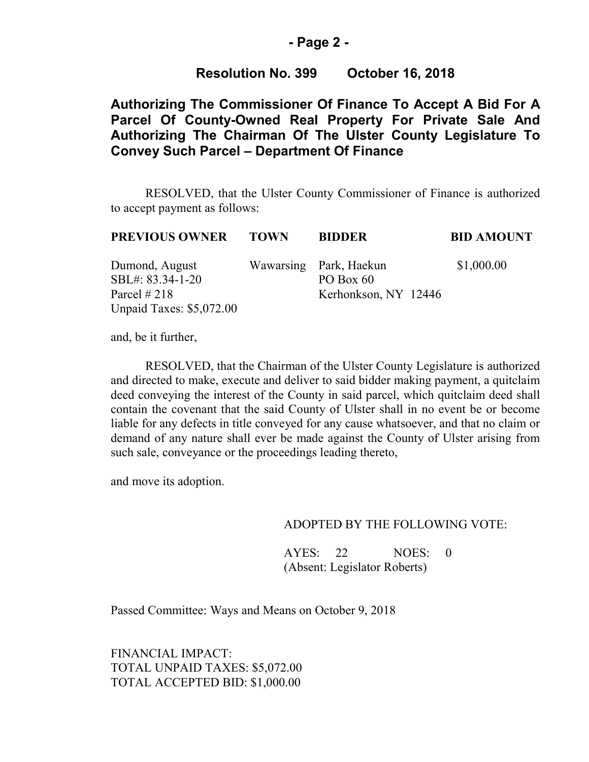**Resolution No. 399 October 16, 2018**

## Authorizing The Commissioner Of Finance To Accept A Bid For A Parcel Of County-Owned Real Property For Private Sale And Authorizing The Chairman Of The Ulster County Legislature To Convey Such Parcel – Department Of Finance

RESOLVED, that the Ulster County Commissioner of Finance is authorized to accept payment as follows:

| PREVIOUS OWNER | TOWN | BIDDER | BID AMOUNT |
|---|---|---|---|
| Dumond, August<br>SBL#: 83.34-1-20<br>Parcel # 218<br>Unpaid Taxes: $5,072.00 | Wawarsing | Park, Haekun<br>PO Box 60<br>Kerhonkson, NY 12446 | $1,000.00 |

and, be it further,

RESOLVED, that the Chairman of the Ulster County Legislature is authorized and directed to make, execute and deliver to said bidder making payment, a quitclaim deed conveying the interest of the County in said parcel, which quitclaim deed shall contain the covenant that the said County of Ulster shall in no event be or become liable for any defects in title conveyed for any cause whatsoever, and that no claim or demand of any nature shall ever be made against the County of Ulster arising from such sale, conveyance or the proceedings leading thereto,

and move its adoption.

ADOPTED BY THE FOLLOWING VOTE:

AYES: 22 NOES: 0
(Absent: Legislator Roberts)

Passed Committee: Ways and Means on October 9, 2018

FINANCIAL IMPACT:
TOTAL UNPAID TAXES: $5,072.00
TOTAL ACCEPTED BID: $1,000.00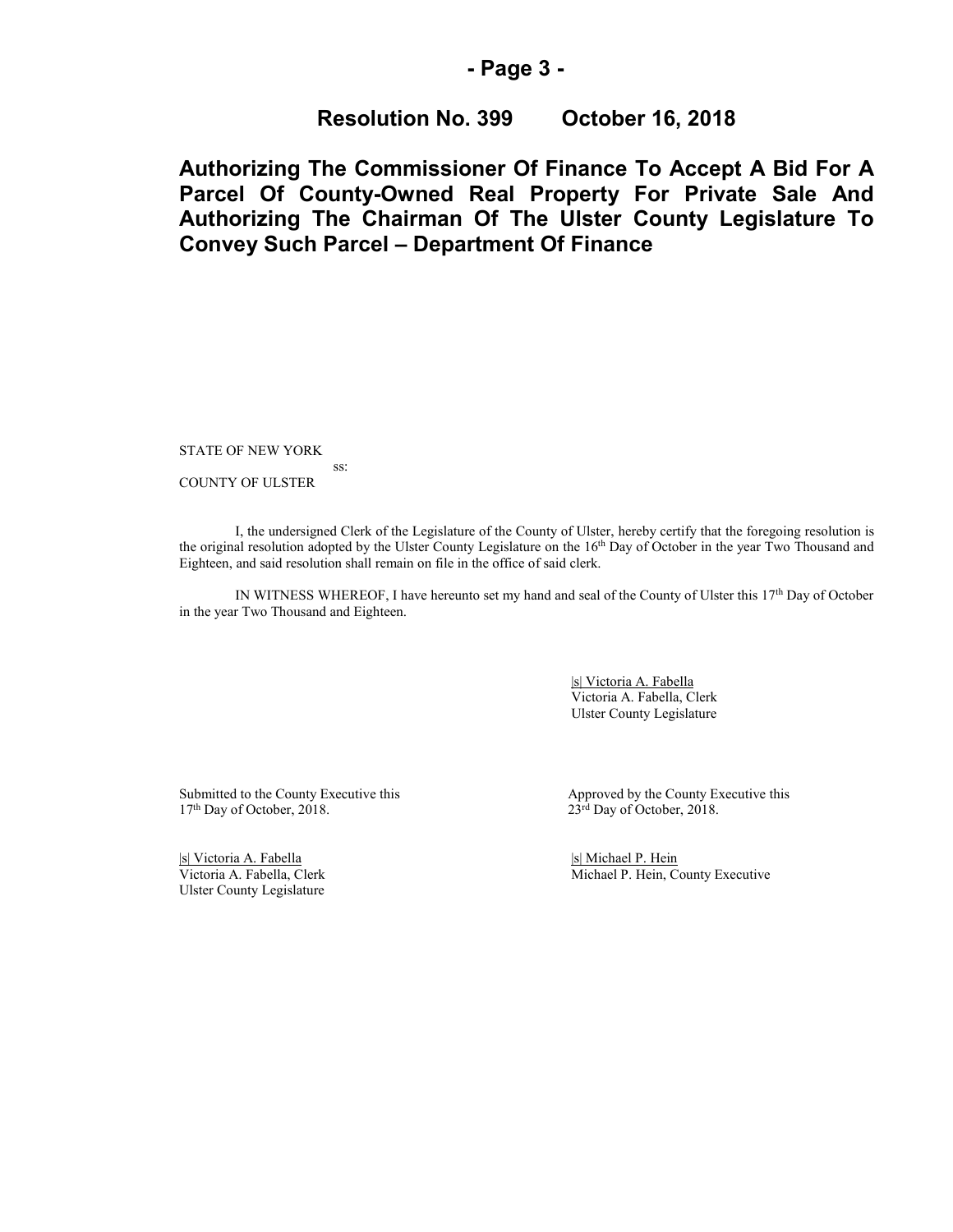## Resolution No. 399 October 16, 2018

# Authorizing The Commissioner Of Finance To Accept A Bid For A Parcel Of County-Owned Real Property For Private Sale And Authorizing The Chairman Of The Ulster County Legislature To Convey Such Parcel – Department Of Finance

STATE OF NEW YORK
ss:
COUNTY OF ULSTER

I, the undersigned Clerk of the Legislature of the County of Ulster, hereby certify that the foregoing resolution is the original resolution adopted by the Ulster County Legislature on the 16th Day of October in the year Two Thousand and Eighteen, and said resolution shall remain on file in the office of said clerk.

IN WITNESS WHEREOF, I have hereunto set my hand and seal of the County of Ulster this 17th Day of October in the year Two Thousand and Eighteen.

|s| Victoria A. Fabella
Victoria A. Fabella, Clerk
Ulster County Legislature

Submitted to the County Executive this
17th Day of October, 2018.

|s| Victoria A. Fabella
Victoria A. Fabella, Clerk
Ulster County Legislature

Approved by the County Executive this
23rd Day of October, 2018.

|s| Michael P. Hein
Michael P. Hein, County Executive